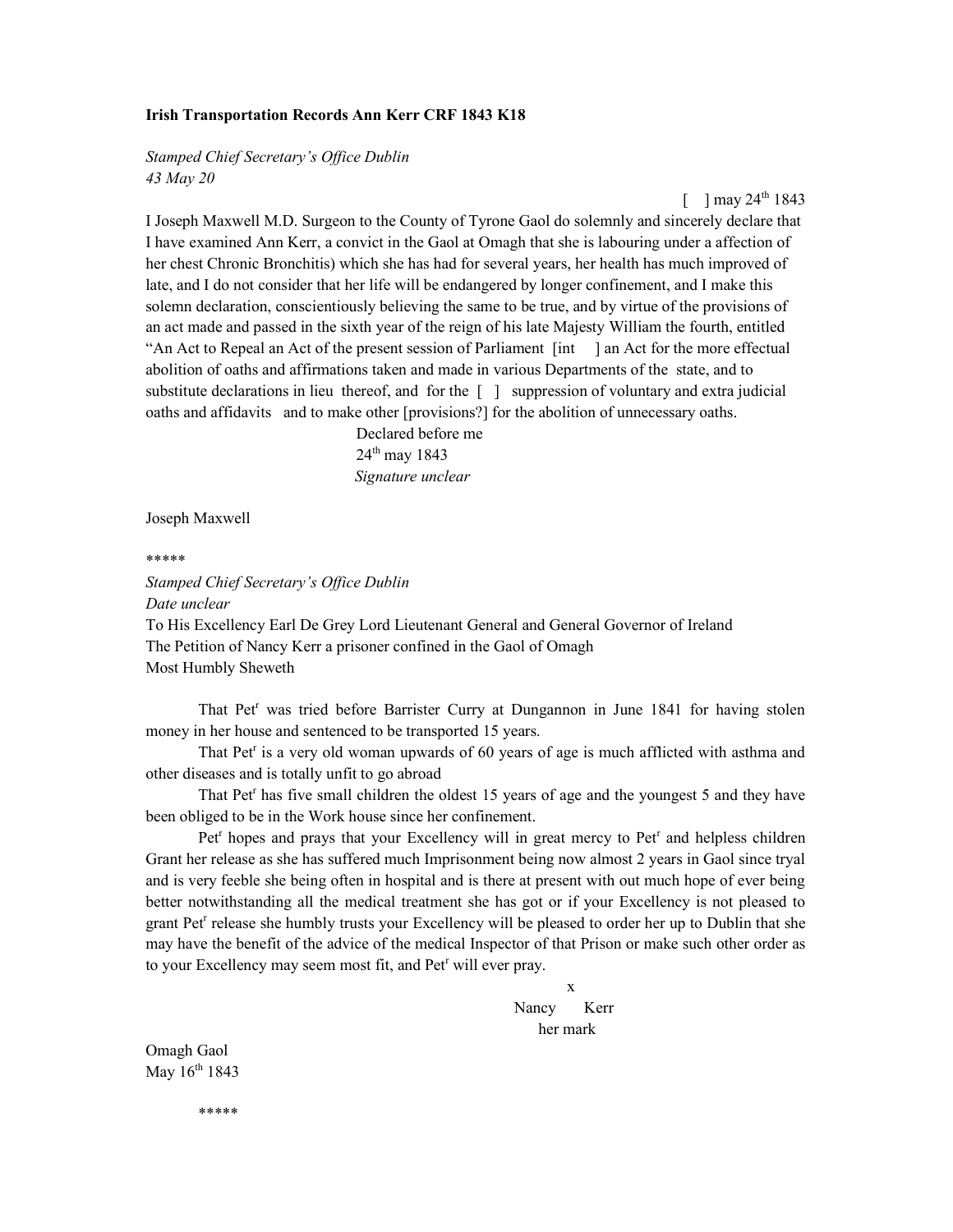**Irish Transportation Records Ann Kerr CRF 1843 K18**

*Stamped Chief Secretary's Office Dublin*
*43 May 20*

[ ] may 24th 1843

I Joseph Maxwell M.D. Surgeon to the County of Tyrone Gaol do solemnly and sincerely declare that I have examined Ann Kerr, a convict in the Gaol at Omagh that she is labouring under a affection of her chest Chronic Bronchitis) which she has had for several years, her health has much improved of late, and I do not consider that her life will be endangered by longer confinement, and I make this solemn declaration, conscientiously believing the same to be true, and by virtue of the provisions of an act made and passed in the sixth year of the reign of his late Majesty William the fourth, entitled "An Act to Repeal an Act of the present session of Parliament [int ] an Act for the more effectual abolition of oaths and affirmations taken and made in various Departments of the state, and to substitute declarations in lieu thereof, and for the [ ] suppression of voluntary and extra judicial oaths and affidavits and to make other [provisions?] for the abolition of unnecessary oaths.

Declared before me
24th may 1843
*Signature unclear*

Joseph Maxwell

\*\*\*\*\*

*Stamped Chief Secretary's Office Dublin*
*Date unclear*
To His Excellency Earl De Grey Lord Lieutenant General and General Governor of Ireland
The Petition of Nancy Kerr a prisoner confined in the Gaol of Omagh
Most Humbly Sheweth

That Petr was tried before Barrister Curry at Dungannon in June 1841 for having stolen money in her house and sentenced to be transported 15 years.

That Petr is a very old woman upwards of 60 years of age is much afflicted with asthma and other diseases and is totally unfit to go abroad

That Petr has five small children the oldest 15 years of age and the youngest 5 and they have been obliged to be in the Work house since her confinement.

Petr hopes and prays that your Excellency will in great mercy to Petr and helpless children Grant her release as she has suffered much Imprisonment being now almost 2 years in Gaol since tryal and is very feeble she being often in hospital and is there at present with out much hope of ever being better notwithstanding all the medical treatment she has got or if your Excellency is not pleased to grant Petr release she humbly trusts your Excellency will be pleased to order her up to Dublin that she may have the benefit of the advice of the medical Inspector of that Prison or make such other order as to your Excellency may seem most fit, and Petr will ever pray.

x
Nancy Kerr
her mark

Omagh Gaol
May 16th 1843

\*\*\*\*\*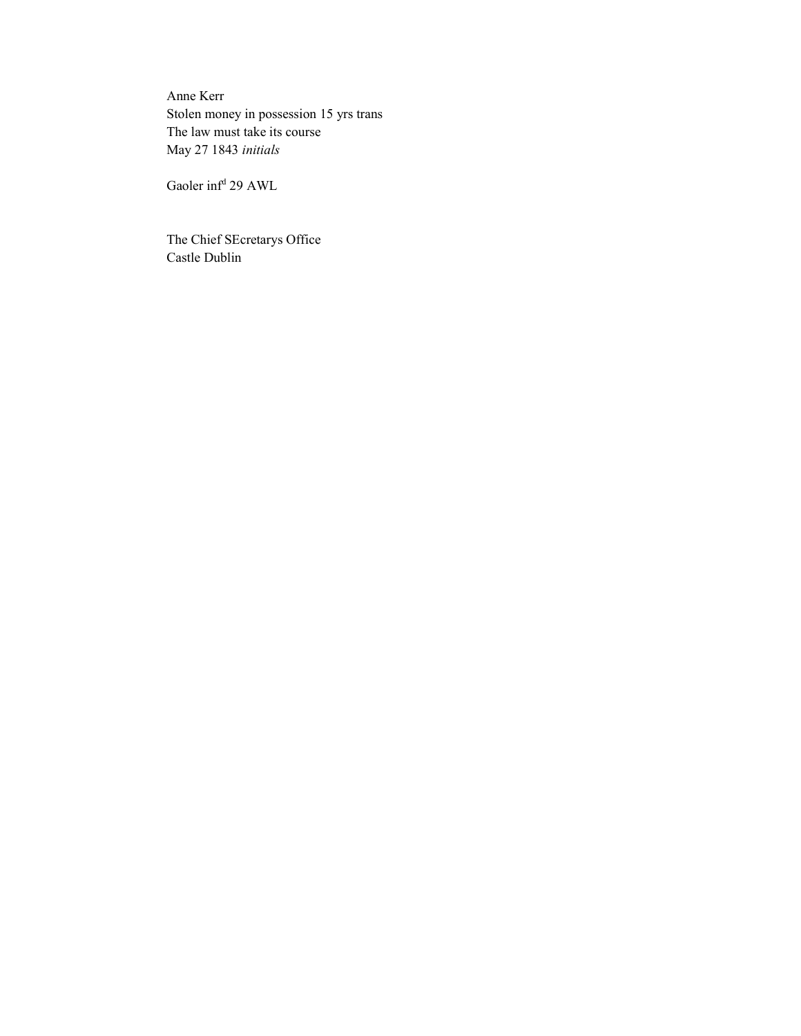Anne Kerr
Stolen money in possession 15 yrs trans
The law must take its course
May 27 1843 *initials*

Gaoler inf[d] 29 AWL

The Chief SEcretarys Office
Castle Dublin